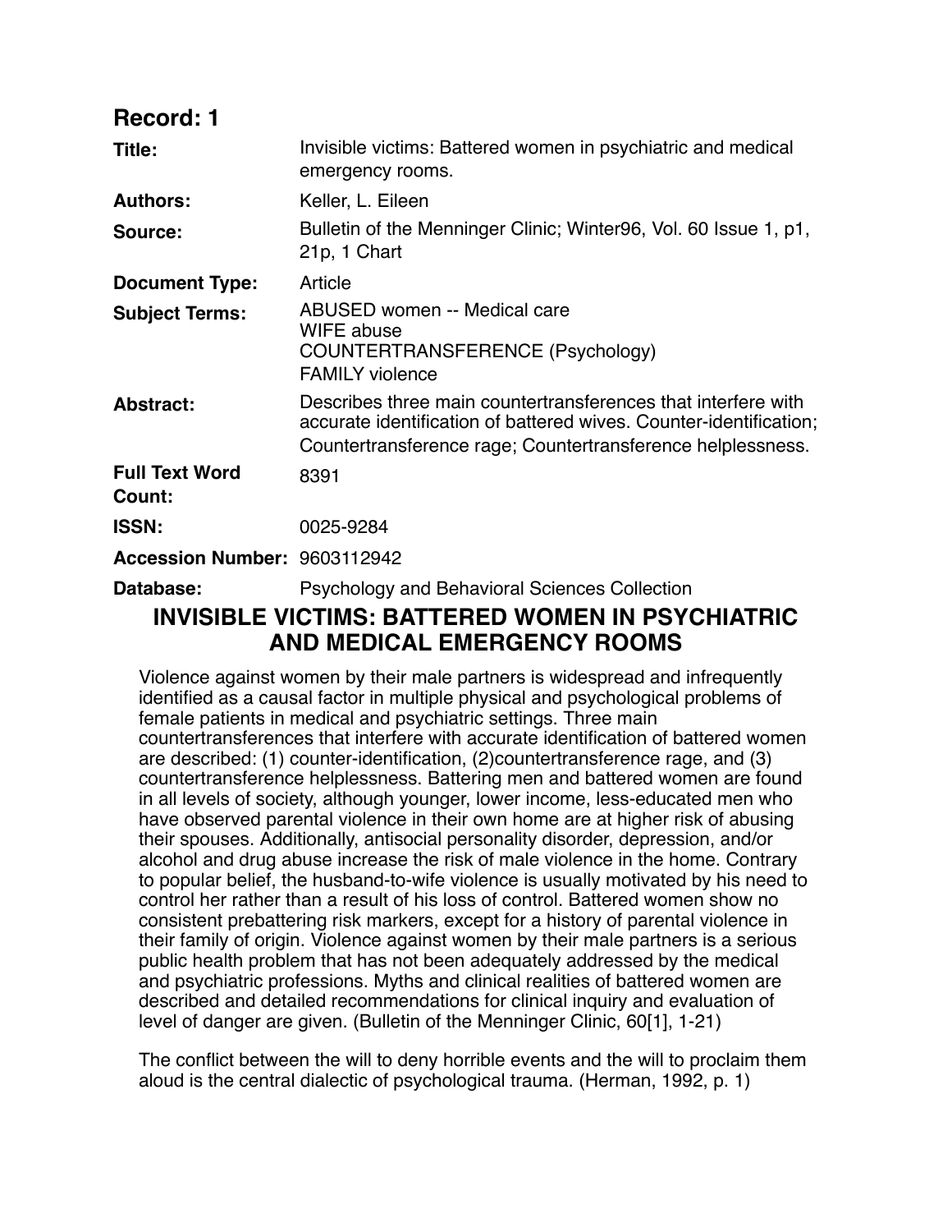## Record: 1

| | |
|---|---|
| **Title:** | Invisible victims: Battered women in psychiatric and medical emergency rooms. |
| **Authors:** | Keller, L. Eileen |
| **Source:** | Bulletin of the Menninger Clinic; Winter96, Vol. 60 Issue 1, p1, 21p, 1 Chart |
| **Document Type:** | Article |
| **Subject Terms:** | ABUSED women -- Medical care<br>WIFE abuse<br>COUNTERTRANSFERENCE (Psychology)<br>FAMILY violence |
| **Abstract:** | Describes three main countertransferences that interfere with accurate identification of battered wives. Counter-identification; Countertransference rage; Countertransference helplessness. |
| **Full Text Word Count:** | 8391 |
| **ISSN:** | 0025-9284 |
| **Accession Number:** | 9603112942 |
| **Database:** | Psychology and Behavioral Sciences Collection |

# INVISIBLE VICTIMS: BATTERED WOMEN IN PSYCHIATRIC AND MEDICAL EMERGENCY ROOMS

Violence against women by their male partners is widespread and infrequently identified as a causal factor in multiple physical and psychological problems of female patients in medical and psychiatric settings. Three main countertransferences that interfere with accurate identification of battered women are described: (1) counter-identification, (2)countertransference rage, and (3) countertransference helplessness. Battering men and battered women are found in all levels of society, although younger, lower income, less-educated men who have observed parental violence in their own home are at higher risk of abusing their spouses. Additionally, antisocial personality disorder, depression, and/or alcohol and drug abuse increase the risk of male violence in the home. Contrary to popular belief, the husband-to-wife violence is usually motivated by his need to control her rather than a result of his loss of control. Battered women show no consistent prebattering risk markers, except for a history of parental violence in their family of origin. Violence against women by their male partners is a serious public health problem that has not been adequately addressed by the medical and psychiatric professions. Myths and clinical realities of battered women are described and detailed recommendations for clinical inquiry and evaluation of level of danger are given. (Bulletin of the Menninger Clinic, 60[1], 1-21)

The conflict between the will to deny horrible events and the will to proclaim them aloud is the central dialectic of psychological trauma. (Herman, 1992, p. 1)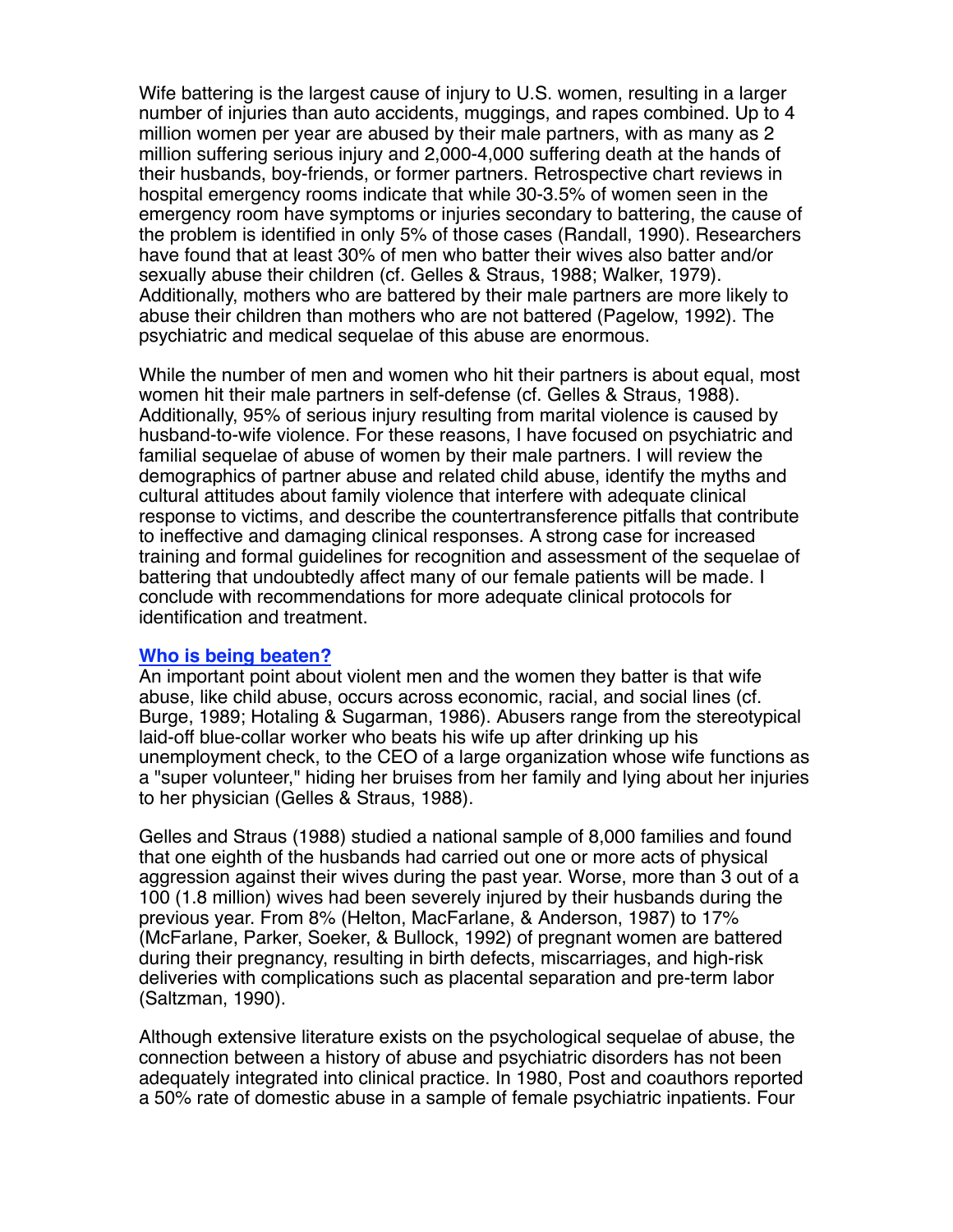Wife battering is the largest cause of injury to U.S. women, resulting in a larger number of injuries than auto accidents, muggings, and rapes combined. Up to 4 million women per year are abused by their male partners, with as many as 2 million suffering serious injury and 2,000-4,000 suffering death at the hands of their husbands, boy-friends, or former partners. Retrospective chart reviews in hospital emergency rooms indicate that while 30-3.5% of women seen in the emergency room have symptoms or injuries secondary to battering, the cause of the problem is identified in only 5% of those cases (Randall, 1990). Researchers have found that at least 30% of men who batter their wives also batter and/or sexually abuse their children (cf. Gelles & Straus, 1988; Walker, 1979). Additionally, mothers who are battered by their male partners are more likely to abuse their children than mothers who are not battered (Pagelow, 1992). The psychiatric and medical sequelae of this abuse are enormous.

While the number of men and women who hit their partners is about equal, most women hit their male partners in self-defense (cf. Gelles & Straus, 1988). Additionally, 95% of serious injury resulting from marital violence is caused by husband-to-wife violence. For these reasons, I have focused on psychiatric and familial sequelae of abuse of women by their male partners. I will review the demographics of partner abuse and related child abuse, identify the myths and cultural attitudes about family violence that interfere with adequate clinical response to victims, and describe the countertransference pitfalls that contribute to ineffective and damaging clinical responses. A strong case for increased training and formal guidelines for recognition and assessment of the sequelae of battering that undoubtedly affect many of our female patients will be made. I conclude with recommendations for more adequate clinical protocols for identification and treatment.

## Who is being beaten?

An important point about violent men and the women they batter is that wife abuse, like child abuse, occurs across economic, racial, and social lines (cf. Burge, 1989; Hotaling & Sugarman, 1986). Abusers range from the stereotypical laid-off blue-collar worker who beats his wife up after drinking up his unemployment check, to the CEO of a large organization whose wife functions as a "super volunteer," hiding her bruises from her family and lying about her injuries to her physician (Gelles & Straus, 1988).

Gelles and Straus (1988) studied a national sample of 8,000 families and found that one eighth of the husbands had carried out one or more acts of physical aggression against their wives during the past year. Worse, more than 3 out of a 100 (1.8 million) wives had been severely injured by their husbands during the previous year. From 8% (Helton, MacFarlane, & Anderson, 1987) to 17% (McFarlane, Parker, Soeker, & Bullock, 1992) of pregnant women are battered during their pregnancy, resulting in birth defects, miscarriages, and high-risk deliveries with complications such as placental separation and pre-term labor (Saltzman, 1990).

Although extensive literature exists on the psychological sequelae of abuse, the connection between a history of abuse and psychiatric disorders has not been adequately integrated into clinical practice. In 1980, Post and coauthors reported a 50% rate of domestic abuse in a sample of female psychiatric inpatients. Four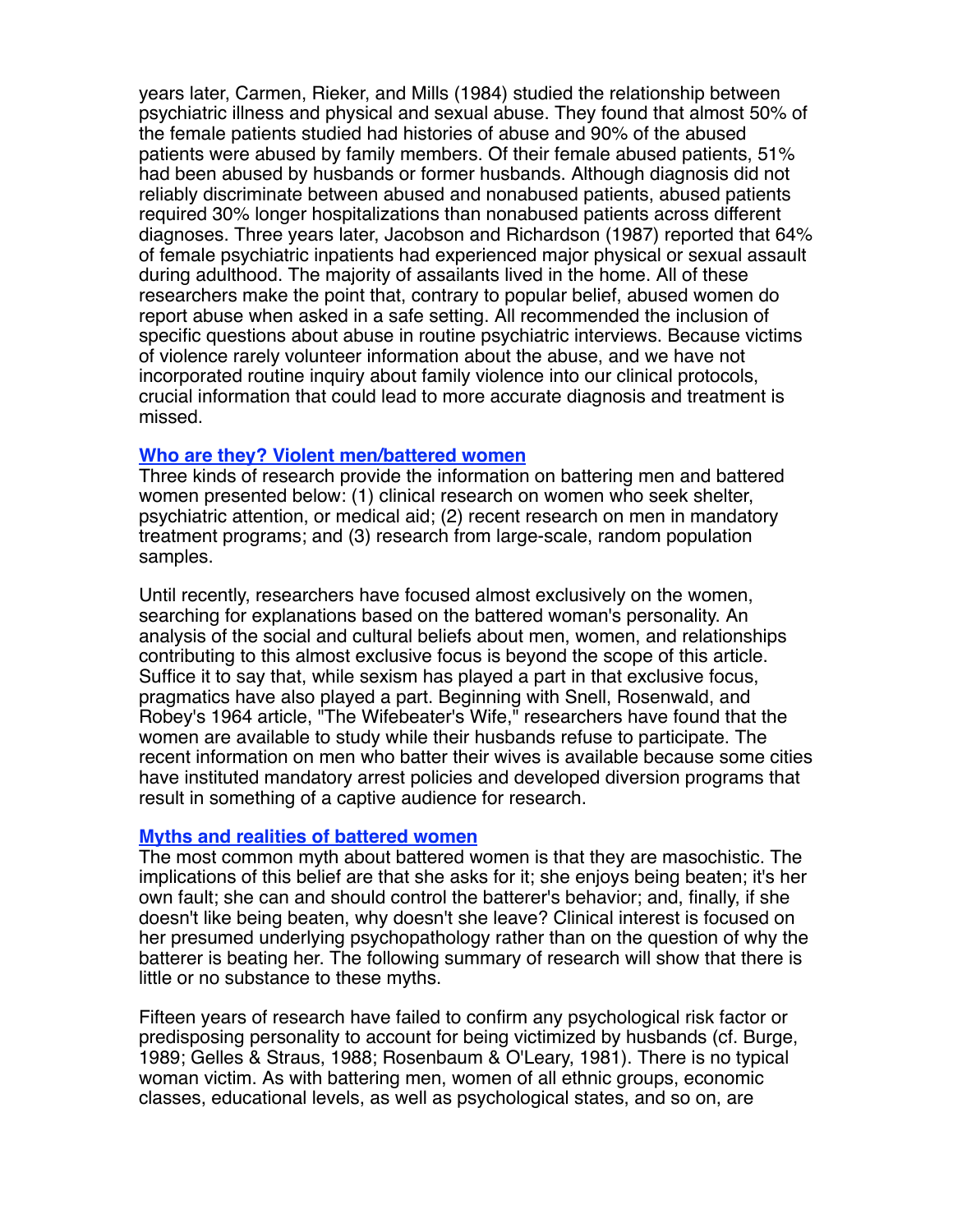years later, Carmen, Rieker, and Mills (1984) studied the relationship between psychiatric illness and physical and sexual abuse. They found that almost 50% of the female patients studied had histories of abuse and 90% of the abused patients were abused by family members. Of their female abused patients, 51% had been abused by husbands or former husbands. Although diagnosis did not reliably discriminate between abused and nonabused patients, abused patients required 30% longer hospitalizations than nonabused patients across different diagnoses. Three years later, Jacobson and Richardson (1987) reported that 64% of female psychiatric inpatients had experienced major physical or sexual assault during adulthood. The majority of assailants lived in the home. All of these researchers make the point that, contrary to popular belief, abused women do report abuse when asked in a safe setting. All recommended the inclusion of specific questions about abuse in routine psychiatric interviews. Because victims of violence rarely volunteer information about the abuse, and we have not incorporated routine inquiry about family violence into our clinical protocols, crucial information that could lead to more accurate diagnosis and treatment is missed.

## Who are they? Violent men/battered women

Three kinds of research provide the information on battering men and battered women presented below: (1) clinical research on women who seek shelter, psychiatric attention, or medical aid; (2) recent research on men in mandatory treatment programs; and (3) research from large-scale, random population samples.

Until recently, researchers have focused almost exclusively on the women, searching for explanations based on the battered woman's personality. An analysis of the social and cultural beliefs about men, women, and relationships contributing to this almost exclusive focus is beyond the scope of this article. Suffice it to say that, while sexism has played a part in that exclusive focus, pragmatics have also played a part. Beginning with Snell, Rosenwald, and Robey's 1964 article, "The Wifebeater's Wife," researchers have found that the women are available to study while their husbands refuse to participate. The recent information on men who batter their wives is available because some cities have instituted mandatory arrest policies and developed diversion programs that result in something of a captive audience for research.

## Myths and realities of battered women

The most common myth about battered women is that they are masochistic. The implications of this belief are that she asks for it; she enjoys being beaten; it's her own fault; she can and should control the batterer's behavior; and, finally, if she doesn't like being beaten, why doesn't she leave? Clinical interest is focused on her presumed underlying psychopathology rather than on the question of why the batterer is beating her. The following summary of research will show that there is little or no substance to these myths.

Fifteen years of research have failed to confirm any psychological risk factor or predisposing personality to account for being victimized by husbands (cf. Burge, 1989; Gelles & Straus, 1988; Rosenbaum & O'Leary, 1981). There is no typical woman victim. As with battering men, women of all ethnic groups, economic classes, educational levels, as well as psychological states, and so on, are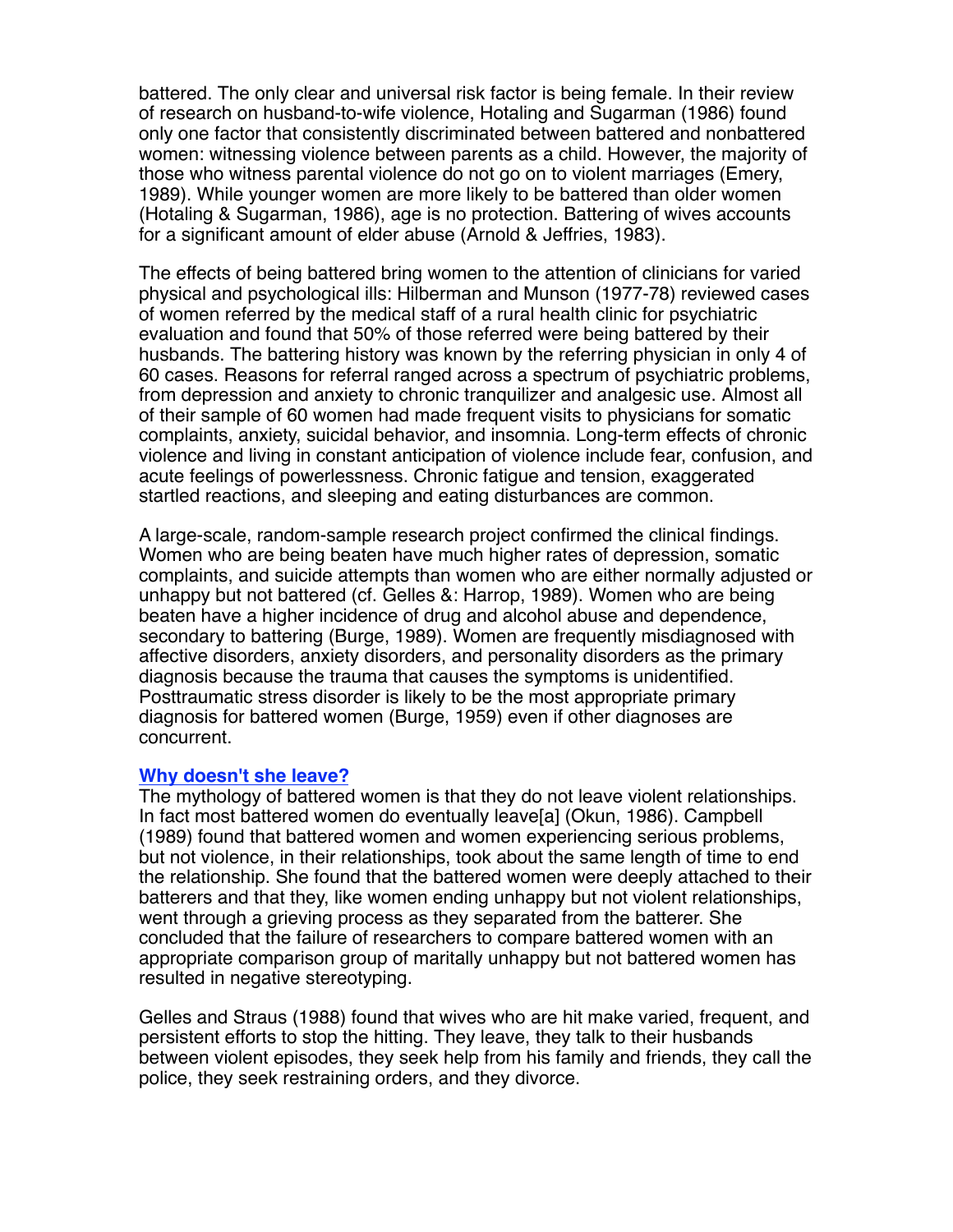battered. The only clear and universal risk factor is being female. In their review of research on husband-to-wife violence, Hotaling and Sugarman (1986) found only one factor that consistently discriminated between battered and nonbattered women: witnessing violence between parents as a child. However, the majority of those who witness parental violence do not go on to violent marriages (Emery, 1989). While younger women are more likely to be battered than older women (Hotaling & Sugarman, 1986), age is no protection. Battering of wives accounts for a significant amount of elder abuse (Arnold & Jeffries, 1983).

The effects of being battered bring women to the attention of clinicians for varied physical and psychological ills: Hilberman and Munson (1977-78) reviewed cases of women referred by the medical staff of a rural health clinic for psychiatric evaluation and found that 50% of those referred were being battered by their husbands. The battering history was known by the referring physician in only 4 of 60 cases. Reasons for referral ranged across a spectrum of psychiatric problems, from depression and anxiety to chronic tranquilizer and analgesic use. Almost all of their sample of 60 women had made frequent visits to physicians for somatic complaints, anxiety, suicidal behavior, and insomnia. Long-term effects of chronic violence and living in constant anticipation of violence include fear, confusion, and acute feelings of powerlessness. Chronic fatigue and tension, exaggerated startled reactions, and sleeping and eating disturbances are common.

A large-scale, random-sample research project confirmed the clinical findings. Women who are being beaten have much higher rates of depression, somatic complaints, and suicide attempts than women who are either normally adjusted or unhappy but not battered (cf. Gelles &: Harrop, 1989). Women who are being beaten have a higher incidence of drug and alcohol abuse and dependence, secondary to battering (Burge, 1989). Women are frequently misdiagnosed with affective disorders, anxiety disorders, and personality disorders as the primary diagnosis because the trauma that causes the symptoms is unidentified. Posttraumatic stress disorder is likely to be the most appropriate primary diagnosis for battered women (Burge, 1959) even if other diagnoses are concurrent.

## Why doesn't she leave?

The mythology of battered women is that they do not leave violent relationships. In fact most battered women do eventually leave[a] (Okun, 1986). Campbell (1989) found that battered women and women experiencing serious problems, but not violence, in their relationships, took about the same length of time to end the relationship. She found that the battered women were deeply attached to their batterers and that they, like women ending unhappy but not violent relationships, went through a grieving process as they separated from the batterer. She concluded that the failure of researchers to compare battered women with an appropriate comparison group of maritally unhappy but not battered women has resulted in negative stereotyping.

Gelles and Straus (1988) found that wives who are hit make varied, frequent, and persistent efforts to stop the hitting. They leave, they talk to their husbands between violent episodes, they seek help from his family and friends, they call the police, they seek restraining orders, and they divorce.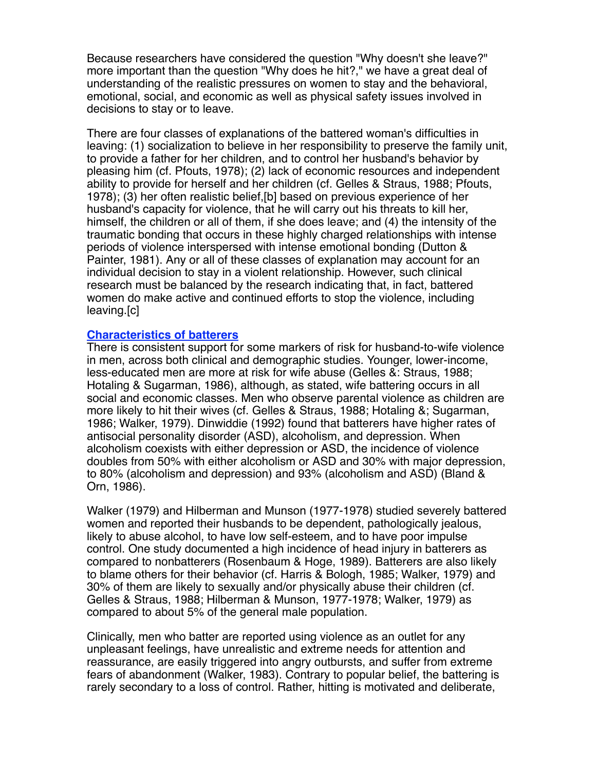Because researchers have considered the question "Why doesn't she leave?" more important than the question "Why does he hit?," we have a great deal of understanding of the realistic pressures on women to stay and the behavioral, emotional, social, and economic as well as physical safety issues involved in decisions to stay or to leave.

There are four classes of explanations of the battered woman's difficulties in leaving: (1) socialization to believe in her responsibility to preserve the family unit, to provide a father for her children, and to control her husband's behavior by pleasing him (cf. Pfouts, 1978); (2) lack of economic resources and independent ability to provide for herself and her children (cf. Gelles & Straus, 1988; Pfouts, 1978); (3) her often realistic belief,[b] based on previous experience of her husband's capacity for violence, that he will carry out his threats to kill her, himself, the children or all of them, if she does leave; and (4) the intensity of the traumatic bonding that occurs in these highly charged relationships with intense periods of violence interspersed with intense emotional bonding (Dutton & Painter, 1981). Any or all of these classes of explanation may account for an individual decision to stay in a violent relationship. However, such clinical research must be balanced by the research indicating that, in fact, battered women do make active and continued efforts to stop the violence, including leaving.[c]

### Characteristics of batterers

There is consistent support for some markers of risk for husband-to-wife violence in men, across both clinical and demographic studies. Younger, lower-income, less-educated men are more at risk for wife abuse (Gelles &: Straus, 1988; Hotaling & Sugarman, 1986), although, as stated, wife battering occurs in all social and economic classes. Men who observe parental violence as children are more likely to hit their wives (cf. Gelles & Straus, 1988; Hotaling &; Sugarman, 1986; Walker, 1979). Dinwiddie (1992) found that batterers have higher rates of antisocial personality disorder (ASD), alcoholism, and depression. When alcoholism coexists with either depression or ASD, the incidence of violence doubles from 50% with either alcoholism or ASD and 30% with major depression, to 80% (alcoholism and depression) and 93% (alcoholism and ASD) (Bland & Orn, 1986).

Walker (1979) and Hilberman and Munson (1977-1978) studied severely battered women and reported their husbands to be dependent, pathologically jealous, likely to abuse alcohol, to have low self-esteem, and to have poor impulse control. One study documented a high incidence of head injury in batterers as compared to nonbatterers (Rosenbaum & Hoge, 1989). Batterers are also likely to blame others for their behavior (cf. Harris & Bologh, 1985; Walker, 1979) and 30% of them are likely to sexually and/or physically abuse their children (cf. Gelles & Straus, 1988; Hilberman & Munson, 1977-1978; Walker, 1979) as compared to about 5% of the general male population.

Clinically, men who batter are reported using violence as an outlet for any unpleasant feelings, have unrealistic and extreme needs for attention and reassurance, are easily triggered into angry outbursts, and suffer from extreme fears of abandonment (Walker, 1983). Contrary to popular belief, the battering is rarely secondary to a loss of control. Rather, hitting is motivated and deliberate,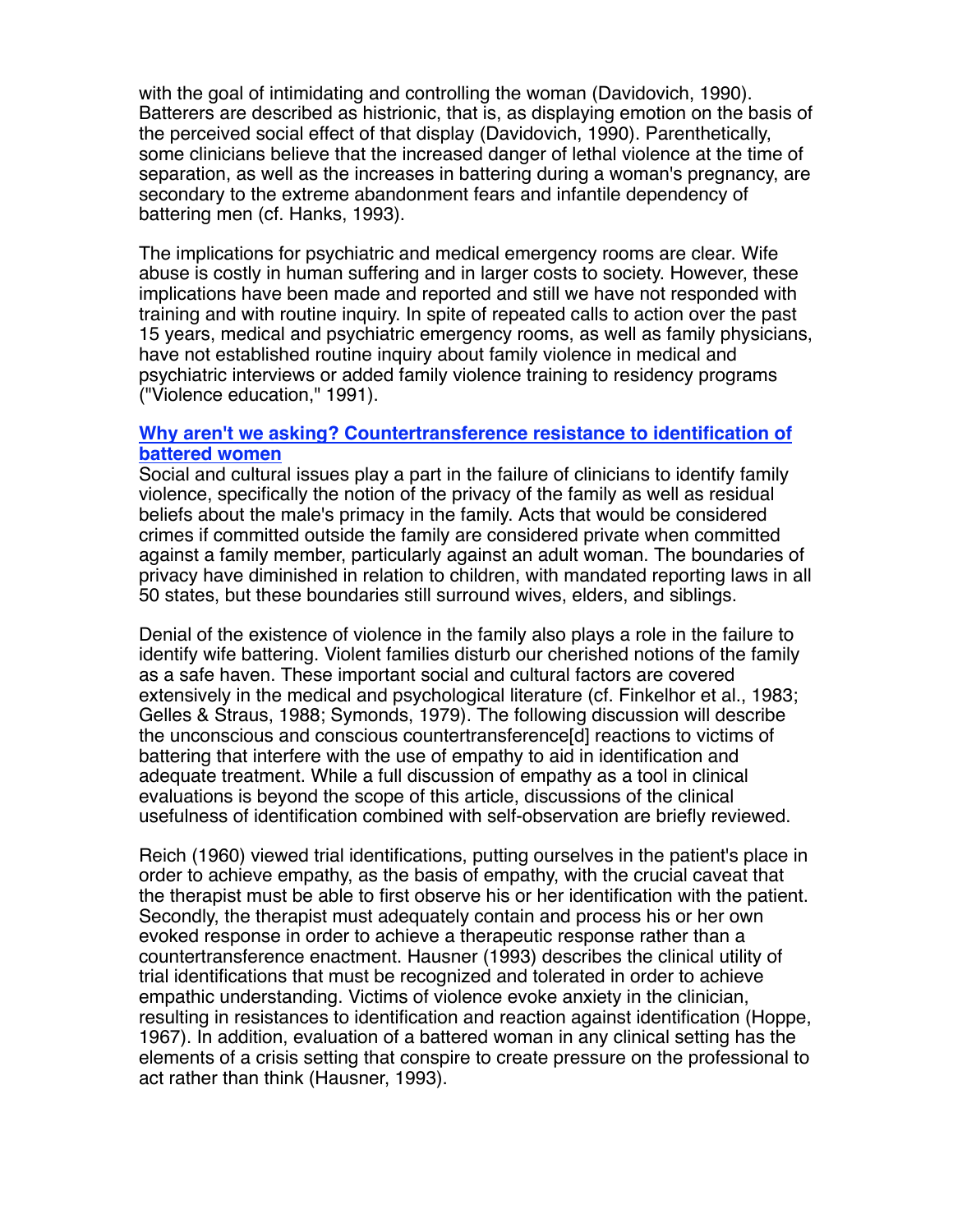with the goal of intimidating and controlling the woman (Davidovich, 1990). Batterers are described as histrionic, that is, as displaying emotion on the basis of the perceived social effect of that display (Davidovich, 1990). Parenthetically, some clinicians believe that the increased danger of lethal violence at the time of separation, as well as the increases in battering during a woman's pregnancy, are secondary to the extreme abandonment fears and infantile dependency of battering men (cf. Hanks, 1993).

The implications for psychiatric and medical emergency rooms are clear. Wife abuse is costly in human suffering and in larger costs to society. However, these implications have been made and reported and still we have not responded with training and with routine inquiry. In spite of repeated calls to action over the past 15 years, medical and psychiatric emergency rooms, as well as family physicians, have not established routine inquiry about family violence in medical and psychiatric interviews or added family violence training to residency programs ("Violence education," 1991).

## Why aren't we asking? Countertransference resistance to identification of battered women

Social and cultural issues play a part in the failure of clinicians to identify family violence, specifically the notion of the privacy of the family as well as residual beliefs about the male's primacy in the family. Acts that would be considered crimes if committed outside the family are considered private when committed against a family member, particularly against an adult woman. The boundaries of privacy have diminished in relation to children, with mandated reporting laws in all 50 states, but these boundaries still surround wives, elders, and siblings.

Denial of the existence of violence in the family also plays a role in the failure to identify wife battering. Violent families disturb our cherished notions of the family as a safe haven. These important social and cultural factors are covered extensively in the medical and psychological literature (cf. Finkelhor et al., 1983; Gelles & Straus, 1988; Symonds, 1979). The following discussion will describe the unconscious and conscious countertransference[d] reactions to victims of battering that interfere with the use of empathy to aid in identification and adequate treatment. While a full discussion of empathy as a tool in clinical evaluations is beyond the scope of this article, discussions of the clinical usefulness of identification combined with self-observation are briefly reviewed.

Reich (1960) viewed trial identifications, putting ourselves in the patient's place in order to achieve empathy, as the basis of empathy, with the crucial caveat that the therapist must be able to first observe his or her identification with the patient. Secondly, the therapist must adequately contain and process his or her own evoked response in order to achieve a therapeutic response rather than a countertransference enactment. Hausner (1993) describes the clinical utility of trial identifications that must be recognized and tolerated in order to achieve empathic understanding. Victims of violence evoke anxiety in the clinician, resulting in resistances to identification and reaction against identification (Hoppe, 1967). In addition, evaluation of a battered woman in any clinical setting has the elements of a crisis setting that conspire to create pressure on the professional to act rather than think (Hausner, 1993).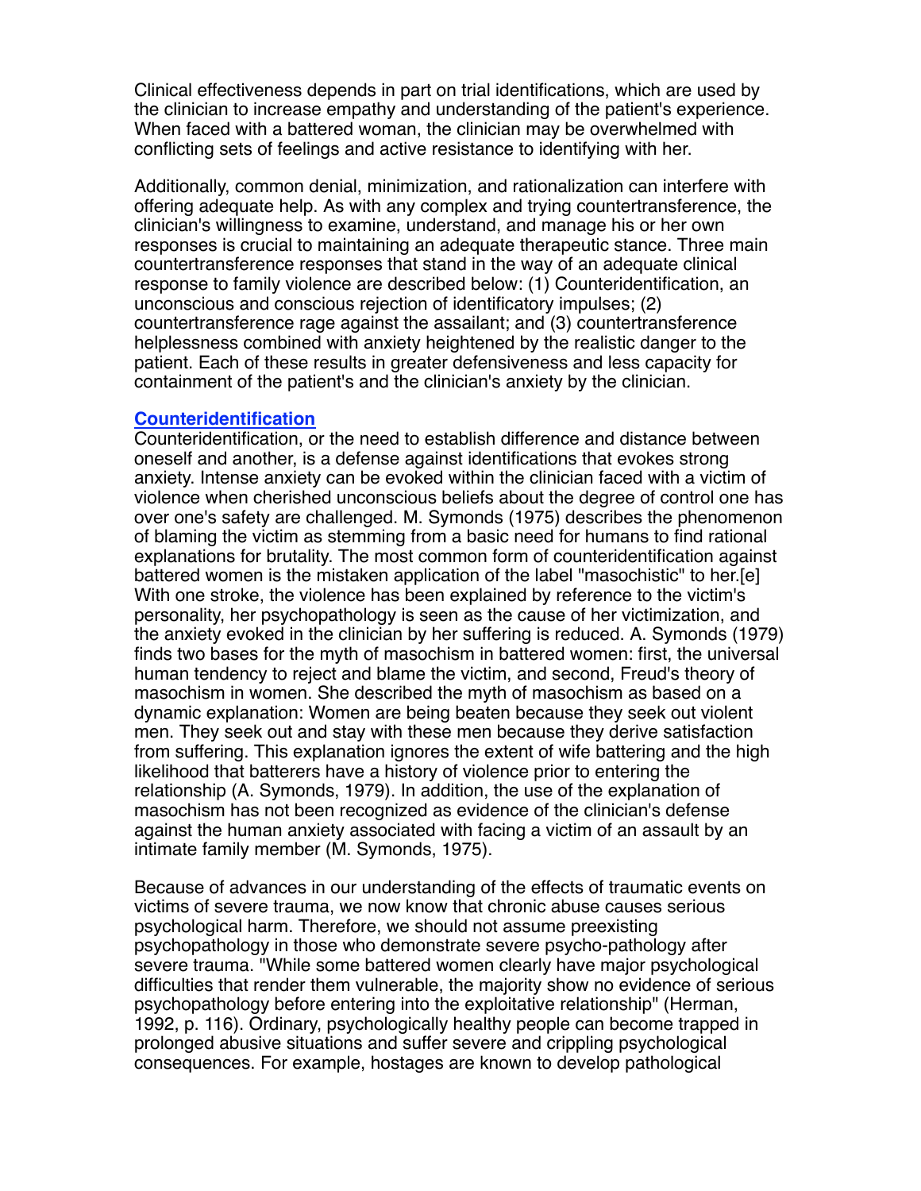Clinical effectiveness depends in part on trial identifications, which are used by the clinician to increase empathy and understanding of the patient's experience. When faced with a battered woman, the clinician may be overwhelmed with conflicting sets of feelings and active resistance to identifying with her.

Additionally, common denial, minimization, and rationalization can interfere with offering adequate help. As with any complex and trying countertransference, the clinician's willingness to examine, understand, and manage his or her own responses is crucial to maintaining an adequate therapeutic stance. Three main countertransference responses that stand in the way of an adequate clinical response to family violence are described below: (1) Counteridentification, an unconscious and conscious rejection of identificatory impulses; (2) countertransference rage against the assailant; and (3) countertransference helplessness combined with anxiety heightened by the realistic danger to the patient. Each of these results in greater defensiveness and less capacity for containment of the patient's and the clinician's anxiety by the clinician.

## Counteridentification

Counteridentification, or the need to establish difference and distance between oneself and another, is a defense against identifications that evokes strong anxiety. Intense anxiety can be evoked within the clinician faced with a victim of violence when cherished unconscious beliefs about the degree of control one has over one's safety are challenged. M. Symonds (1975) describes the phenomenon of blaming the victim as stemming from a basic need for humans to find rational explanations for brutality. The most common form of counteridentification against battered women is the mistaken application of the label "masochistic" to her.[e] With one stroke, the violence has been explained by reference to the victim's personality, her psychopathology is seen as the cause of her victimization, and the anxiety evoked in the clinician by her suffering is reduced. A. Symonds (1979) finds two bases for the myth of masochism in battered women: first, the universal human tendency to reject and blame the victim, and second, Freud's theory of masochism in women. She described the myth of masochism as based on a dynamic explanation: Women are being beaten because they seek out violent men. They seek out and stay with these men because they derive satisfaction from suffering. This explanation ignores the extent of wife battering and the high likelihood that batterers have a history of violence prior to entering the relationship (A. Symonds, 1979). In addition, the use of the explanation of masochism has not been recognized as evidence of the clinician's defense against the human anxiety associated with facing a victim of an assault by an intimate family member (M. Symonds, 1975).

Because of advances in our understanding of the effects of traumatic events on victims of severe trauma, we now know that chronic abuse causes serious psychological harm. Therefore, we should not assume preexisting psychopathology in those who demonstrate severe psycho-pathology after severe trauma. "While some battered women clearly have major psychological difficulties that render them vulnerable, the majority show no evidence of serious psychopathology before entering into the exploitative relationship" (Herman, 1992, p. 116). Ordinary, psychologically healthy people can become trapped in prolonged abusive situations and suffer severe and crippling psychological consequences. For example, hostages are known to develop pathological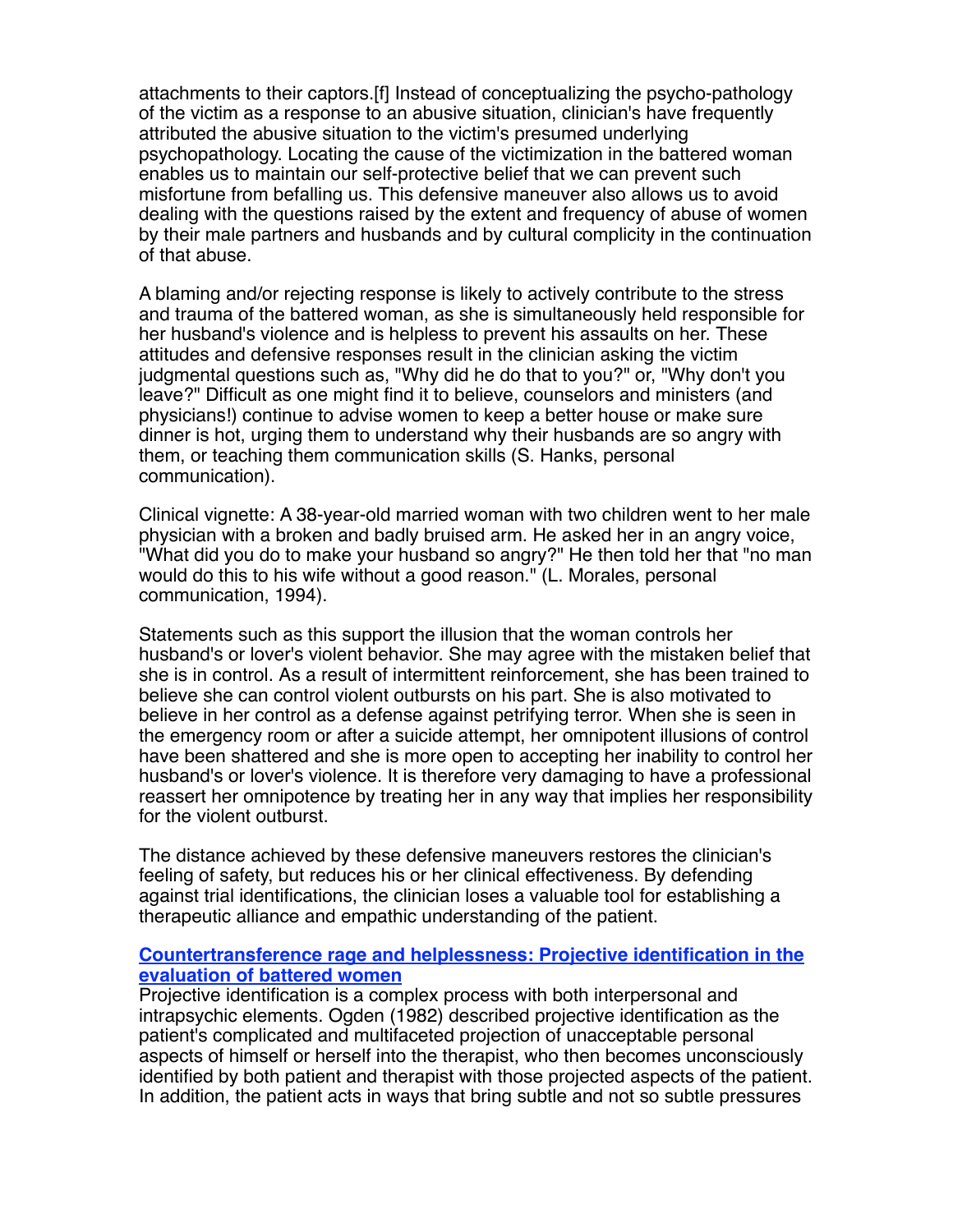attachments to their captors.[f] Instead of conceptualizing the psycho-pathology of the victim as a response to an abusive situation, clinician's have frequently attributed the abusive situation to the victim's presumed underlying psychopathology. Locating the cause of the victimization in the battered woman enables us to maintain our self-protective belief that we can prevent such misfortune from befalling us. This defensive maneuver also allows us to avoid dealing with the questions raised by the extent and frequency of abuse of women by their male partners and husbands and by cultural complicity in the continuation of that abuse.

A blaming and/or rejecting response is likely to actively contribute to the stress and trauma of the battered woman, as she is simultaneously held responsible for her husband's violence and is helpless to prevent his assaults on her. These attitudes and defensive responses result in the clinician asking the victim judgmental questions such as, "Why did he do that to you?" or, "Why don't you leave?" Difficult as one might find it to believe, counselors and ministers (and physicians!) continue to advise women to keep a better house or make sure dinner is hot, urging them to understand why their husbands are so angry with them, or teaching them communication skills (S. Hanks, personal communication).

Clinical vignette: A 38-year-old married woman with two children went to her male physician with a broken and badly bruised arm. He asked her in an angry voice, "What did you do to make your husband so angry?" He then told her that "no man would do this to his wife without a good reason." (L. Morales, personal communication, 1994).

Statements such as this support the illusion that the woman controls her husband's or lover's violent behavior. She may agree with the mistaken belief that she is in control. As a result of intermittent reinforcement, she has been trained to believe she can control violent outbursts on his part. She is also motivated to believe in her control as a defense against petrifying terror. When she is seen in the emergency room or after a suicide attempt, her omnipotent illusions of control have been shattered and she is more open to accepting her inability to control her husband's or lover's violence. It is therefore very damaging to have a professional reassert her omnipotence by treating her in any way that implies her responsibility for the violent outburst.

The distance achieved by these defensive maneuvers restores the clinician's feeling of safety, but reduces his or her clinical effectiveness. By defending against trial identifications, the clinician loses a valuable tool for establishing a therapeutic alliance and empathic understanding of the patient.

### Countertransference rage and helplessness: Projective identification in the evaluation of battered women

Projective identification is a complex process with both interpersonal and intrapsychic elements. Ogden (1982) described projective identification as the patient's complicated and multifaceted projection of unacceptable personal aspects of himself or herself into the therapist, who then becomes unconsciously identified by both patient and therapist with those projected aspects of the patient. In addition, the patient acts in ways that bring subtle and not so subtle pressures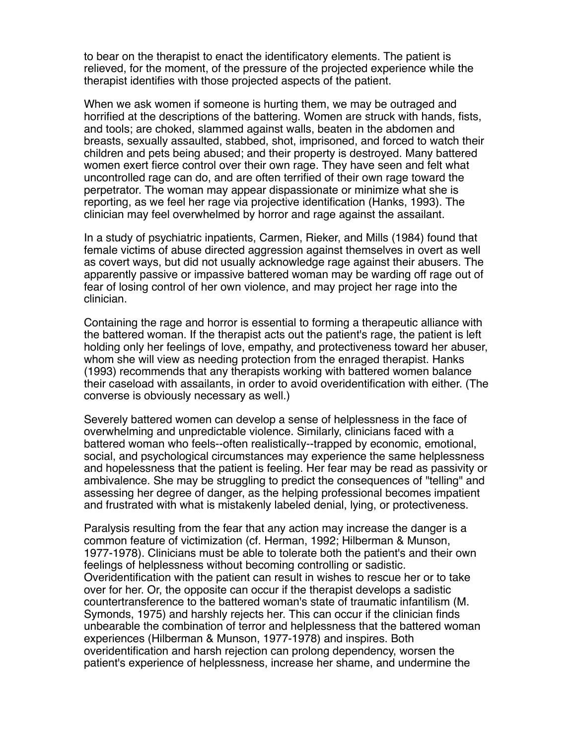to bear on the therapist to enact the identificatory elements. The patient is relieved, for the moment, of the pressure of the projected experience while the therapist identifies with those projected aspects of the patient.

When we ask women if someone is hurting them, we may be outraged and horrified at the descriptions of the battering. Women are struck with hands, fists, and tools; are choked, slammed against walls, beaten in the abdomen and breasts, sexually assaulted, stabbed, shot, imprisoned, and forced to watch their children and pets being abused; and their property is destroyed. Many battered women exert fierce control over their own rage. They have seen and felt what uncontrolled rage can do, and are often terrified of their own rage toward the perpetrator. The woman may appear dispassionate or minimize what she is reporting, as we feel her rage via projective identification (Hanks, 1993). The clinician may feel overwhelmed by horror and rage against the assailant.

In a study of psychiatric inpatients, Carmen, Rieker, and Mills (1984) found that female victims of abuse directed aggression against themselves in overt as well as covert ways, but did not usually acknowledge rage against their abusers. The apparently passive or impassive battered woman may be warding off rage out of fear of losing control of her own violence, and may project her rage into the clinician.

Containing the rage and horror is essential to forming a therapeutic alliance with the battered woman. If the therapist acts out the patient's rage, the patient is left holding only her feelings of love, empathy, and protectiveness toward her abuser, whom she will view as needing protection from the enraged therapist. Hanks (1993) recommends that any therapists working with battered women balance their caseload with assailants, in order to avoid overidentification with either. (The converse is obviously necessary as well.)

Severely battered women can develop a sense of helplessness in the face of overwhelming and unpredictable violence. Similarly, clinicians faced with a battered woman who feels--often realistically--trapped by economic, emotional, social, and psychological circumstances may experience the same helplessness and hopelessness that the patient is feeling. Her fear may be read as passivity or ambivalence. She may be struggling to predict the consequences of "telling" and assessing her degree of danger, as the helping professional becomes impatient and frustrated with what is mistakenly labeled denial, lying, or protectiveness.

Paralysis resulting from the fear that any action may increase the danger is a common feature of victimization (cf. Herman, 1992; Hilberman & Munson, 1977-1978). Clinicians must be able to tolerate both the patient's and their own feelings of helplessness without becoming controlling or sadistic. Overidentification with the patient can result in wishes to rescue her or to take over for her. Or, the opposite can occur if the therapist develops a sadistic countertransference to the battered woman's state of traumatic infantilism (M. Symonds, 1975) and harshly rejects her. This can occur if the clinician finds unbearable the combination of terror and helplessness that the battered woman experiences (Hilberman & Munson, 1977-1978) and inspires. Both overidentification and harsh rejection can prolong dependency, worsen the patient's experience of helplessness, increase her shame, and undermine the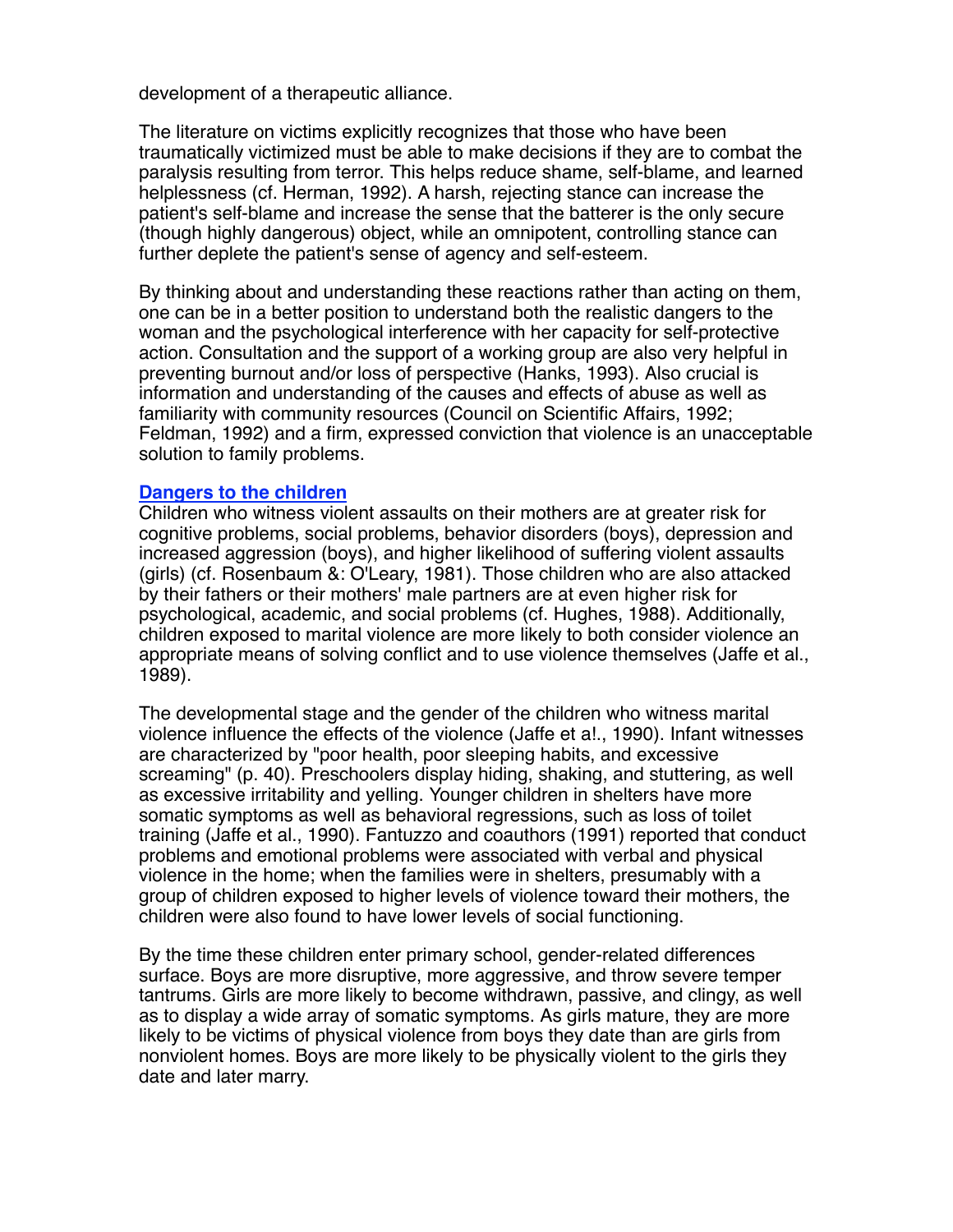development of a therapeutic alliance.

The literature on victims explicitly recognizes that those who have been traumatically victimized must be able to make decisions if they are to combat the paralysis resulting from terror. This helps reduce shame, self-blame, and learned helplessness (cf. Herman, 1992). A harsh, rejecting stance can increase the patient's self-blame and increase the sense that the batterer is the only secure (though highly dangerous) object, while an omnipotent, controlling stance can further deplete the patient's sense of agency and self-esteem.

By thinking about and understanding these reactions rather than acting on them, one can be in a better position to understand both the realistic dangers to the woman and the psychological interference with her capacity for self-protective action. Consultation and the support of a working group are also very helpful in preventing burnout and/or loss of perspective (Hanks, 1993). Also crucial is information and understanding of the causes and effects of abuse as well as familiarity with community resources (Council on Scientific Affairs, 1992; Feldman, 1992) and a firm, expressed conviction that violence is an unacceptable solution to family problems.

**Dangers to the children**

Children who witness violent assaults on their mothers are at greater risk for cognitive problems, social problems, behavior disorders (boys), depression and increased aggression (boys), and higher likelihood of suffering violent assaults (girls) (cf. Rosenbaum &: O'Leary, 1981). Those children who are also attacked by their fathers or their mothers' male partners are at even higher risk for psychological, academic, and social problems (cf. Hughes, 1988). Additionally, children exposed to marital violence are more likely to both consider violence an appropriate means of solving conflict and to use violence themselves (Jaffe et al., 1989).

The developmental stage and the gender of the children who witness marital violence influence the effects of the violence (Jaffe et a!., 1990). Infant witnesses are characterized by "poor health, poor sleeping habits, and excessive screaming" (p. 40). Preschoolers display hiding, shaking, and stuttering, as well as excessive irritability and yelling. Younger children in shelters have more somatic symptoms as well as behavioral regressions, such as loss of toilet training (Jaffe et al., 1990). Fantuzzo and coauthors (1991) reported that conduct problems and emotional problems were associated with verbal and physical violence in the home; when the families were in shelters, presumably with a group of children exposed to higher levels of violence toward their mothers, the children were also found to have lower levels of social functioning.

By the time these children enter primary school, gender-related differences surface. Boys are more disruptive, more aggressive, and throw severe temper tantrums. Girls are more likely to become withdrawn, passive, and clingy, as well as to display a wide array of somatic symptoms. As girls mature, they are more likely to be victims of physical violence from boys they date than are girls from nonviolent homes. Boys are more likely to be physically violent to the girls they date and later marry.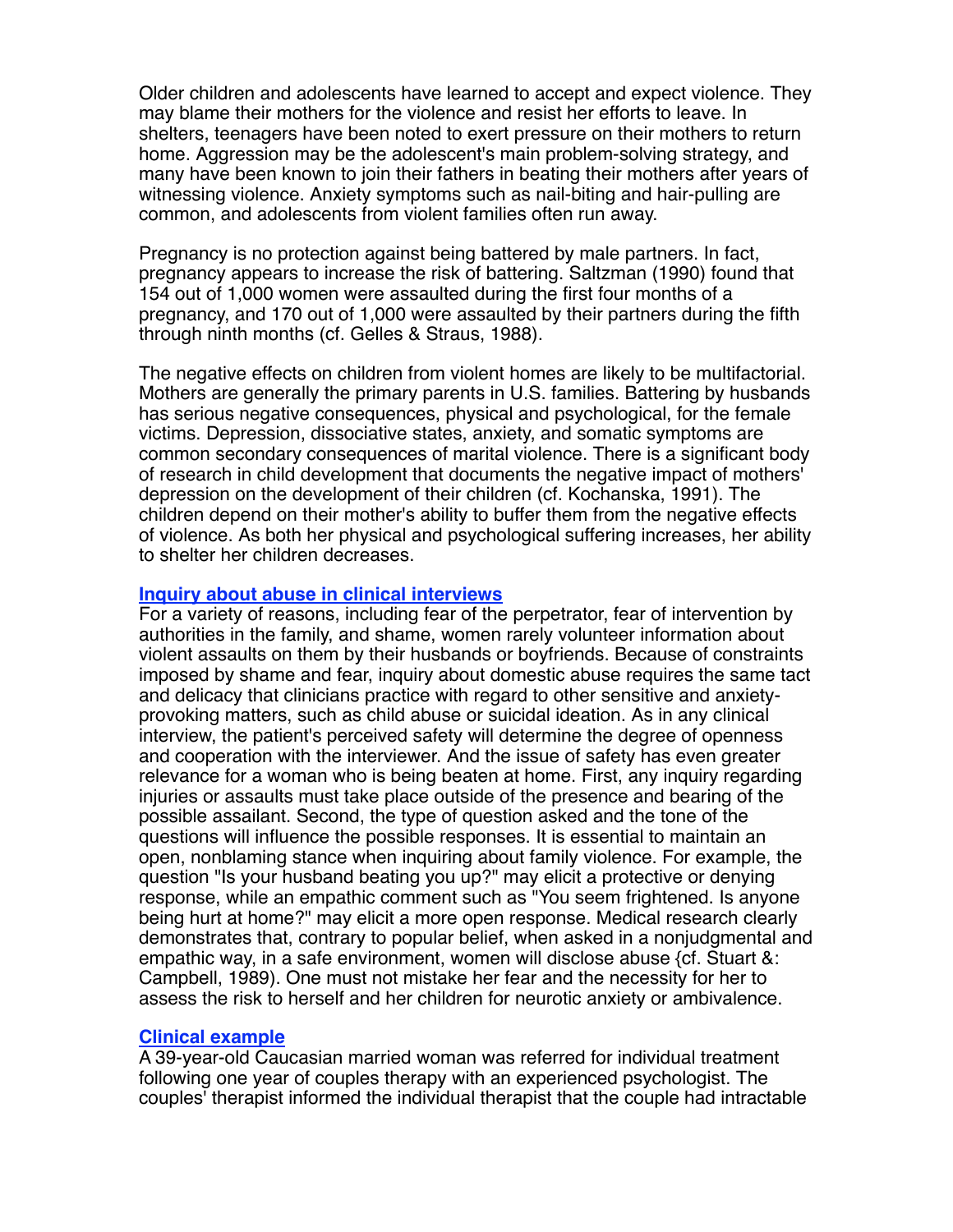Older children and adolescents have learned to accept and expect violence. They may blame their mothers for the violence and resist her efforts to leave. In shelters, teenagers have been noted to exert pressure on their mothers to return home. Aggression may be the adolescent's main problem-solving strategy, and many have been known to join their fathers in beating their mothers after years of witnessing violence. Anxiety symptoms such as nail-biting and hair-pulling are common, and adolescents from violent families often run away.

Pregnancy is no protection against being battered by male partners. In fact, pregnancy appears to increase the risk of battering. Saltzman (1990) found that 154 out of 1,000 women were assaulted during the first four months of a pregnancy, and 170 out of 1,000 were assaulted by their partners during the fifth through ninth months (cf. Gelles & Straus, 1988).

The negative effects on children from violent homes are likely to be multifactorial. Mothers are generally the primary parents in U.S. families. Battering by husbands has serious negative consequences, physical and psychological, for the female victims. Depression, dissociative states, anxiety, and somatic symptoms are common secondary consequences of marital violence. There is a significant body of research in child development that documents the negative impact of mothers' depression on the development of their children (cf. Kochanska, 1991). The children depend on their mother's ability to buffer them from the negative effects of violence. As both her physical and psychological suffering increases, her ability to shelter her children decreases.

## Inquiry about abuse in clinical interviews

For a variety of reasons, including fear of the perpetrator, fear of intervention by authorities in the family, and shame, women rarely volunteer information about violent assaults on them by their husbands or boyfriends. Because of constraints imposed by shame and fear, inquiry about domestic abuse requires the same tact and delicacy that clinicians practice with regard to other sensitive and anxiety-provoking matters, such as child abuse or suicidal ideation. As in any clinical interview, the patient's perceived safety will determine the degree of openness and cooperation with the interviewer. And the issue of safety has even greater relevance for a woman who is being beaten at home. First, any inquiry regarding injuries or assaults must take place outside of the presence and bearing of the possible assailant. Second, the type of question asked and the tone of the questions will influence the possible responses. It is essential to maintain an open, nonblaming stance when inquiring about family violence. For example, the question "Is your husband beating you up?" may elicit a protective or denying response, while an empathic comment such as "You seem frightened. Is anyone being hurt at home?" may elicit a more open response. Medical research clearly demonstrates that, contrary to popular belief, when asked in a nonjudgmental and empathic way, in a safe environment, women will disclose abuse {cf. Stuart &: Campbell, 1989). One must not mistake her fear and the necessity for her to assess the risk to herself and her children for neurotic anxiety or ambivalence.

## Clinical example

A 39-year-old Caucasian married woman was referred for individual treatment following one year of couples therapy with an experienced psychologist. The couples' therapist informed the individual therapist that the couple had intractable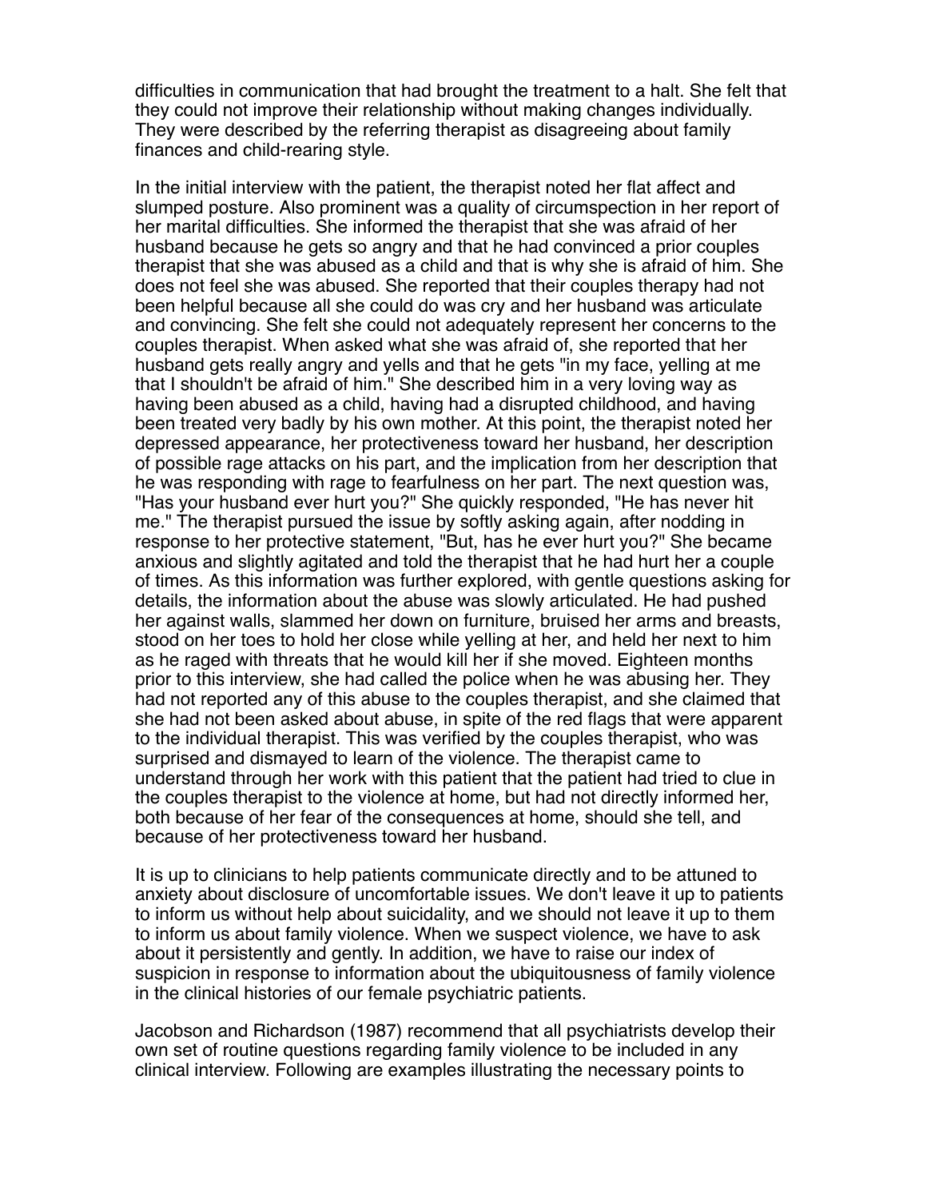difficulties in communication that had brought the treatment to a halt. She felt that they could not improve their relationship without making changes individually. They were described by the referring therapist as disagreeing about family finances and child-rearing style.

In the initial interview with the patient, the therapist noted her flat affect and slumped posture. Also prominent was a quality of circumspection in her report of her marital difficulties. She informed the therapist that she was afraid of her husband because he gets so angry and that he had convinced a prior couples therapist that she was abused as a child and that is why she is afraid of him. She does not feel she was abused. She reported that their couples therapy had not been helpful because all she could do was cry and her husband was articulate and convincing. She felt she could not adequately represent her concerns to the couples therapist. When asked what she was afraid of, she reported that her husband gets really angry and yells and that he gets "in my face, yelling at me that I shouldn't be afraid of him." She described him in a very loving way as having been abused as a child, having had a disrupted childhood, and having been treated very badly by his own mother. At this point, the therapist noted her depressed appearance, her protectiveness toward her husband, her description of possible rage attacks on his part, and the implication from her description that he was responding with rage to fearfulness on her part. The next question was, "Has your husband ever hurt you?" She quickly responded, "He has never hit me." The therapist pursued the issue by softly asking again, after nodding in response to her protective statement, "But, has he ever hurt you?" She became anxious and slightly agitated and told the therapist that he had hurt her a couple of times. As this information was further explored, with gentle questions asking for details, the information about the abuse was slowly articulated. He had pushed her against walls, slammed her down on furniture, bruised her arms and breasts, stood on her toes to hold her close while yelling at her, and held her next to him as he raged with threats that he would kill her if she moved. Eighteen months prior to this interview, she had called the police when he was abusing her. They had not reported any of this abuse to the couples therapist, and she claimed that she had not been asked about abuse, in spite of the red flags that were apparent to the individual therapist. This was verified by the couples therapist, who was surprised and dismayed to learn of the violence. The therapist came to understand through her work with this patient that the patient had tried to clue in the couples therapist to the violence at home, but had not directly informed her, both because of her fear of the consequences at home, should she tell, and because of her protectiveness toward her husband.

It is up to clinicians to help patients communicate directly and to be attuned to anxiety about disclosure of uncomfortable issues. We don't leave it up to patients to inform us without help about suicidality, and we should not leave it up to them to inform us about family violence. When we suspect violence, we have to ask about it persistently and gently. In addition, we have to raise our index of suspicion in response to information about the ubiquitousness of family violence in the clinical histories of our female psychiatric patients.

Jacobson and Richardson (1987) recommend that all psychiatrists develop their own set of routine questions regarding family violence to be included in any clinical interview. Following are examples illustrating the necessary points to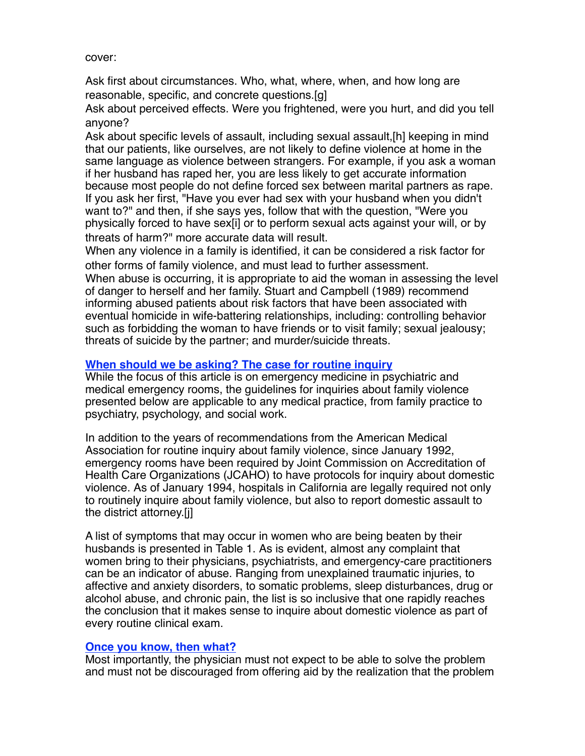cover:

Ask first about circumstances. Who, what, where, when, and how long are reasonable, specific, and concrete questions.[g]
Ask about perceived effects. Were you frightened, were you hurt, and did you tell anyone?
Ask about specific levels of assault, including sexual assault,[h] keeping in mind that our patients, like ourselves, are not likely to define violence at home in the same language as violence between strangers. For example, if you ask a woman if her husband has raped her, you are less likely to get accurate information because most people do not define forced sex between marital partners as rape. If you ask her first, "Have you ever had sex with your husband when you didn't want to?" and then, if she says yes, follow that with the question, "Were you physically forced to have sex[i] or to perform sexual acts against your will, or by threats of harm?" more accurate data will result.
When any violence in a family is identified, it can be considered a risk factor for other forms of family violence, and must lead to further assessment.
When abuse is occurring, it is appropriate to aid the woman in assessing the level of danger to herself and her family. Stuart and Campbell (1989) recommend informing abused patients about risk factors that have been associated with eventual homicide in wife-battering relationships, including: controlling behavior such as forbidding the woman to have friends or to visit family; sexual jealousy; threats of suicide by the partner; and murder/suicide threats.

## When should we be asking? The case for routine inquiry

While the focus of this article is on emergency medicine in psychiatric and medical emergency rooms, the guidelines for inquiries about family violence presented below are applicable to any medical practice, from family practice to psychiatry, psychology, and social work.

In addition to the years of recommendations from the American Medical Association for routine inquiry about family violence, since January 1992, emergency rooms have been required by Joint Commission on Accreditation of Health Care Organizations (JCAHO) to have protocols for inquiry about domestic violence. As of January 1994, hospitals in California are legally required not only to routinely inquire about family violence, but also to report domestic assault to the district attorney.[j]

A list of symptoms that may occur in women who are being beaten by their husbands is presented in Table 1. As is evident, almost any complaint that women bring to their physicians, psychiatrists, and emergency-care practitioners can be an indicator of abuse. Ranging from unexplained traumatic injuries, to affective and anxiety disorders, to somatic problems, sleep disturbances, drug or alcohol abuse, and chronic pain, the list is so inclusive that one rapidly reaches the conclusion that it makes sense to inquire about domestic violence as part of every routine clinical exam.

## Once you know, then what?

Most importantly, the physician must not expect to be able to solve the problem and must not be discouraged from offering aid by the realization that the problem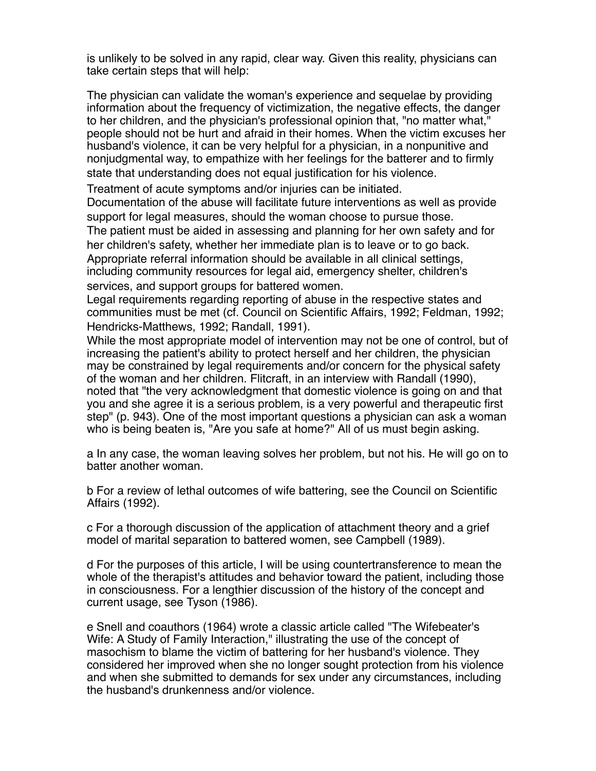is unlikely to be solved in any rapid, clear way. Given this reality, physicians can take certain steps that will help:

The physician can validate the woman's experience and sequelae by providing information about the frequency of victimization, the negative effects, the danger to her children, and the physician's professional opinion that, "no matter what," people should not be hurt and afraid in their homes. When the victim excuses her husband's violence, it can be very helpful for a physician, in a nonpunitive and nonjudgmental way, to empathize with her feelings for the batterer and to firmly state that understanding does not equal justification for his violence.

Treatment of acute symptoms and/or injuries can be initiated.

Documentation of the abuse will facilitate future interventions as well as provide support for legal measures, should the woman choose to pursue those.

The patient must be aided in assessing and planning for her own safety and for her children's safety, whether her immediate plan is to leave or to go back.

Appropriate referral information should be available in all clinical settings, including community resources for legal aid, emergency shelter, children's services, and support groups for battered women.

Legal requirements regarding reporting of abuse in the respective states and communities must be met (cf. Council on Scientific Affairs, 1992; Feldman, 1992; Hendricks-Matthews, 1992; Randall, 1991).

While the most appropriate model of intervention may not be one of control, but of increasing the patient's ability to protect herself and her children, the physician may be constrained by legal requirements and/or concern for the physical safety of the woman and her children. Flitcraft, in an interview with Randall (1990), noted that "the very acknowledgment that domestic violence is going on and that you and she agree it is a serious problem, is a very powerful and therapeutic first step" (p. 943). One of the most important questions a physician can ask a woman who is being beaten is, "Are you safe at home?" All of us must begin asking.

a In any case, the woman leaving solves her problem, but not his. He will go on to batter another woman.

b For a review of lethal outcomes of wife battering, see the Council on Scientific Affairs (1992).

c For a thorough discussion of the application of attachment theory and a grief model of marital separation to battered women, see Campbell (1989).

d For the purposes of this article, I will be using countertransference to mean the whole of the therapist's attitudes and behavior toward the patient, including those in consciousness. For a lengthier discussion of the history of the concept and current usage, see Tyson (1986).

e Snell and coauthors (1964) wrote a classic article called "The Wifebeater's Wife: A Study of Family Interaction," illustrating the use of the concept of masochism to blame the victim of battering for her husband's violence. They considered her improved when she no longer sought protection from his violence and when she submitted to demands for sex under any circumstances, including the husband's drunkenness and/or violence.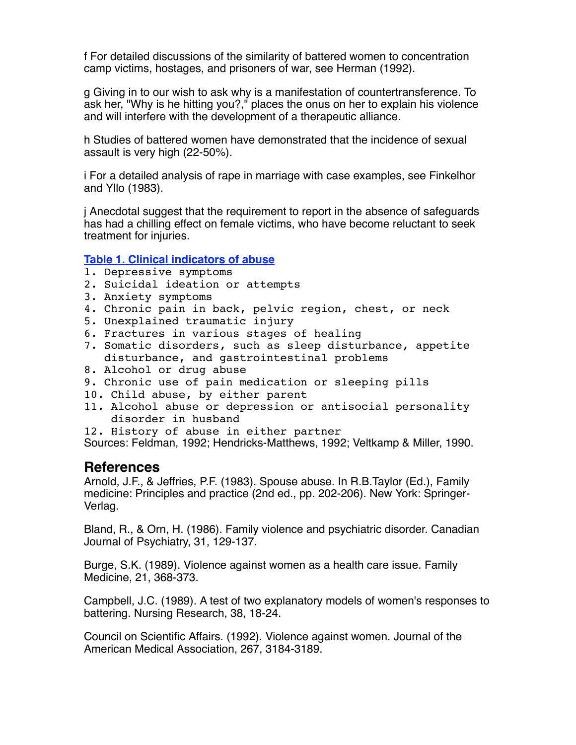f For detailed discussions of the similarity of battered women to concentration camp victims, hostages, and prisoners of war, see Herman (1992).

g Giving in to our wish to ask why is a manifestation of countertransference. To ask her, "Why is he hitting you?," places the onus on her to explain his violence and will interfere with the development of a therapeutic alliance.

h Studies of battered women have demonstrated that the incidence of sexual assault is very high (22-50%).

i For a detailed analysis of rape in marriage with case examples, see Finkelhor and Yllo (1983).

j Anecdotal suggest that the requirement to report in the absence of safeguards has had a chilling effect on female victims, who have become reluctant to seek treatment for injuries.

**Table 1. Clinical indicators of abuse**

1. Depressive symptoms
2. Suicidal ideation or attempts
3. Anxiety symptoms
4. Chronic pain in back, pelvic region, chest, or neck
5. Unexplained traumatic injury
6. Fractures in various stages of healing
7. Somatic disorders, such as sleep disturbance, appetite disturbance, and gastrointestinal problems
8. Alcohol or drug abuse
9. Chronic use of pain medication or sleeping pills
10. Child abuse, by either parent
11. Alcohol abuse or depression or antisocial personality disorder in husband
12. History of abuse in either partner

Sources: Feldman, 1992; Hendricks-Matthews, 1992; Veltkamp & Miller, 1990.

## References

Arnold, J.F., & Jeffries, P.F. (1983). Spouse abuse. In R.B.Taylor (Ed.), Family medicine: Principles and practice (2nd ed., pp. 202-206). New York: Springer-Verlag.

Bland, R., & Orn, H. (1986). Family violence and psychiatric disorder. Canadian Journal of Psychiatry, 31, 129-137.

Burge, S.K. (1989). Violence against women as a health care issue. Family Medicine, 21, 368-373.

Campbell, J.C. (1989). A test of two explanatory models of women's responses to battering. Nursing Research, 38, 18-24.

Council on Scientific Affairs. (1992). Violence against women. Journal of the American Medical Association, 267, 3184-3189.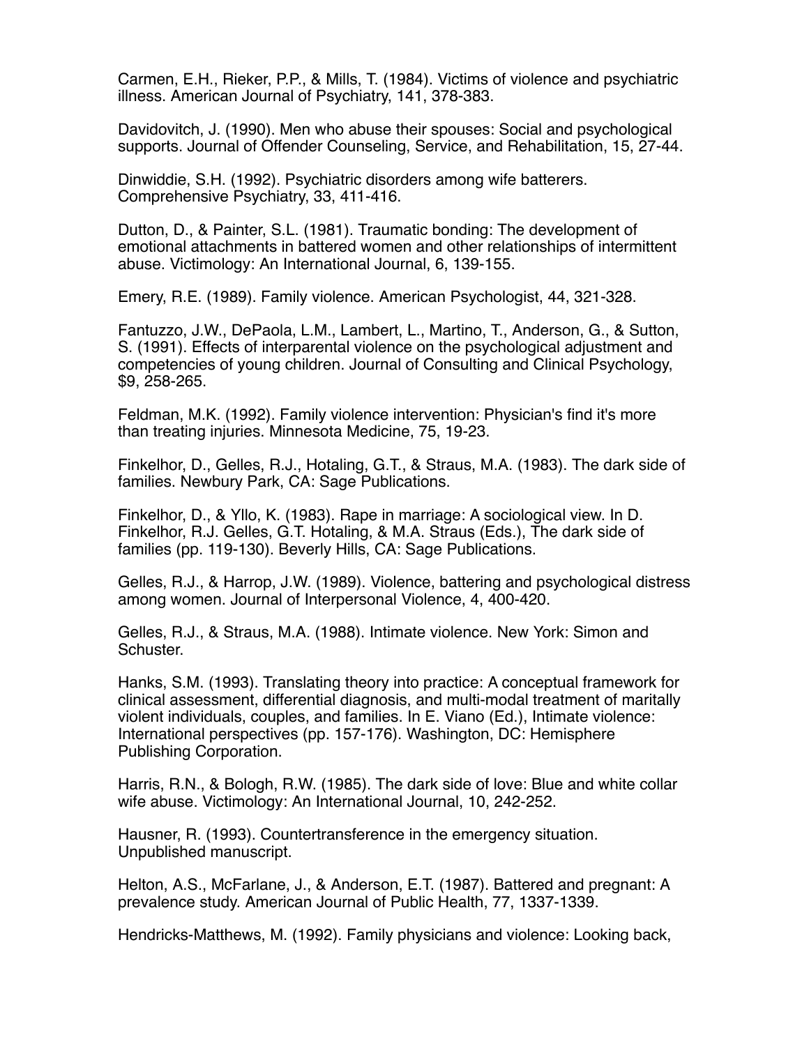Carmen, E.H., Rieker, P.P., & Mills, T. (1984). Victims of violence and psychiatric illness. American Journal of Psychiatry, 141, 378-383.

Davidovitch, J. (1990). Men who abuse their spouses: Social and psychological supports. Journal of Offender Counseling, Service, and Rehabilitation, 15, 27-44.

Dinwiddie, S.H. (1992). Psychiatric disorders among wife batterers. Comprehensive Psychiatry, 33, 411-416.

Dutton, D., & Painter, S.L. (1981). Traumatic bonding: The development of emotional attachments in battered women and other relationships of intermittent abuse. Victimology: An International Journal, 6, 139-155.

Emery, R.E. (1989). Family violence. American Psychologist, 44, 321-328.

Fantuzzo, J.W., DePaola, L.M., Lambert, L., Martino, T., Anderson, G., & Sutton, S. (1991). Effects of interparental violence on the psychological adjustment and competencies of young children. Journal of Consulting and Clinical Psychology, $9, 258-265.

Feldman, M.K. (1992). Family violence intervention: Physician's find it's more than treating injuries. Minnesota Medicine, 75, 19-23.

Finkelhor, D., Gelles, R.J., Hotaling, G.T., & Straus, M.A. (1983). The dark side of families. Newbury Park, CA: Sage Publications.

Finkelhor, D., & Yllo, K. (1983). Rape in marriage: A sociological view. In D. Finkelhor, R.J. Gelles, G.T. Hotaling, & M.A. Straus (Eds.), The dark side of families (pp. 119-130). Beverly Hills, CA: Sage Publications.

Gelles, R.J., & Harrop, J.W. (1989). Violence, battering and psychological distress among women. Journal of Interpersonal Violence, 4, 400-420.

Gelles, R.J., & Straus, M.A. (1988). Intimate violence. New York: Simon and Schuster.

Hanks, S.M. (1993). Translating theory into practice: A conceptual framework for clinical assessment, differential diagnosis, and multi-modal treatment of maritally violent individuals, couples, and families. In E. Viano (Ed.), Intimate violence: International perspectives (pp. 157-176). Washington, DC: Hemisphere Publishing Corporation.

Harris, R.N., & Bologh, R.W. (1985). The dark side of love: Blue and white collar wife abuse. Victimology: An International Journal, 10, 242-252.

Hausner, R. (1993). Countertransference in the emergency situation. Unpublished manuscript.

Helton, A.S., McFarlane, J., & Anderson, E.T. (1987). Battered and pregnant: A prevalence study. American Journal of Public Health, 77, 1337-1339.

Hendricks-Matthews, M. (1992). Family physicians and violence: Looking back,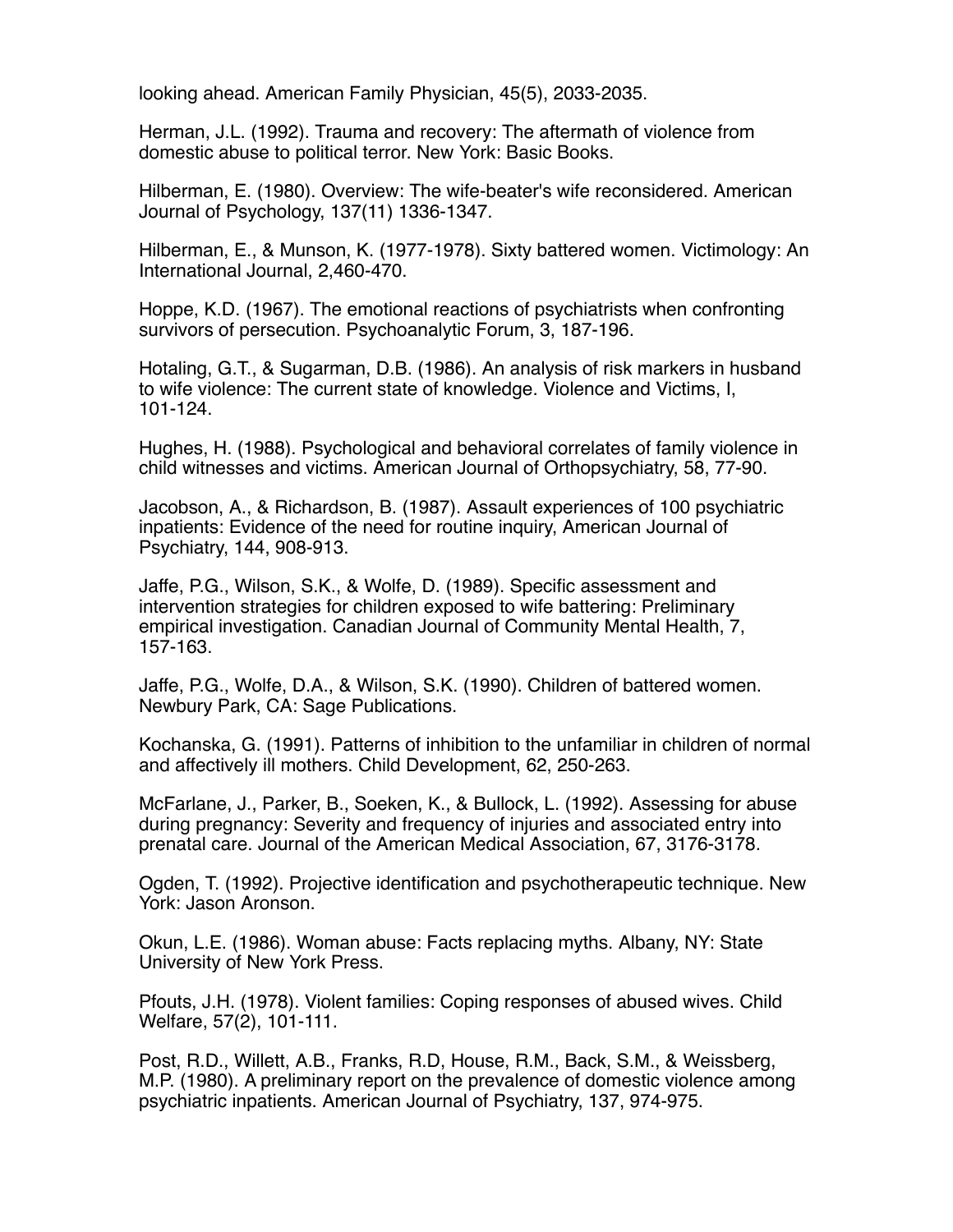looking ahead. American Family Physician, 45(5), 2033-2035.

Herman, J.L. (1992). Trauma and recovery: The aftermath of violence from domestic abuse to political terror. New York: Basic Books.

Hilberman, E. (1980). Overview: The wife-beater's wife reconsidered. American Journal of Psychology, 137(11) 1336-1347.

Hilberman, E., & Munson, K. (1977-1978). Sixty battered women. Victimology: An International Journal, 2,460-470.

Hoppe, K.D. (1967). The emotional reactions of psychiatrists when confronting survivors of persecution. Psychoanalytic Forum, 3, 187-196.

Hotaling, G.T., & Sugarman, D.B. (1986). An analysis of risk markers in husband to wife violence: The current state of knowledge. Violence and Victims, I, 101-124.

Hughes, H. (1988). Psychological and behavioral correlates of family violence in child witnesses and victims. American Journal of Orthopsychiatry, 58, 77-90.

Jacobson, A., & Richardson, B. (1987). Assault experiences of 100 psychiatric inpatients: Evidence of the need for routine inquiry, American Journal of Psychiatry, 144, 908-913.

Jaffe, P.G., Wilson, S.K., & Wolfe, D. (1989). Specific assessment and intervention strategies for children exposed to wife battering: Preliminary empirical investigation. Canadian Journal of Community Mental Health, 7, 157-163.

Jaffe, P.G., Wolfe, D.A., & Wilson, S.K. (1990). Children of battered women. Newbury Park, CA: Sage Publications.

Kochanska, G. (1991). Patterns of inhibition to the unfamiliar in children of normal and affectively ill mothers. Child Development, 62, 250-263.

McFarlane, J., Parker, B., Soeken, K., & Bullock, L. (1992). Assessing for abuse during pregnancy: Severity and frequency of injuries and associated entry into prenatal care. Journal of the American Medical Association, 67, 3176-3178.

Ogden, T. (1992). Projective identification and psychotherapeutic technique. New York: Jason Aronson.

Okun, L.E. (1986). Woman abuse: Facts replacing myths. Albany, NY: State University of New York Press.

Pfouts, J.H. (1978). Violent families: Coping responses of abused wives. Child Welfare, 57(2), 101-111.

Post, R.D., Willett, A.B., Franks, R.D, House, R.M., Back, S.M., & Weissberg, M.P. (1980). A preliminary report on the prevalence of domestic violence among psychiatric inpatients. American Journal of Psychiatry, 137, 974-975.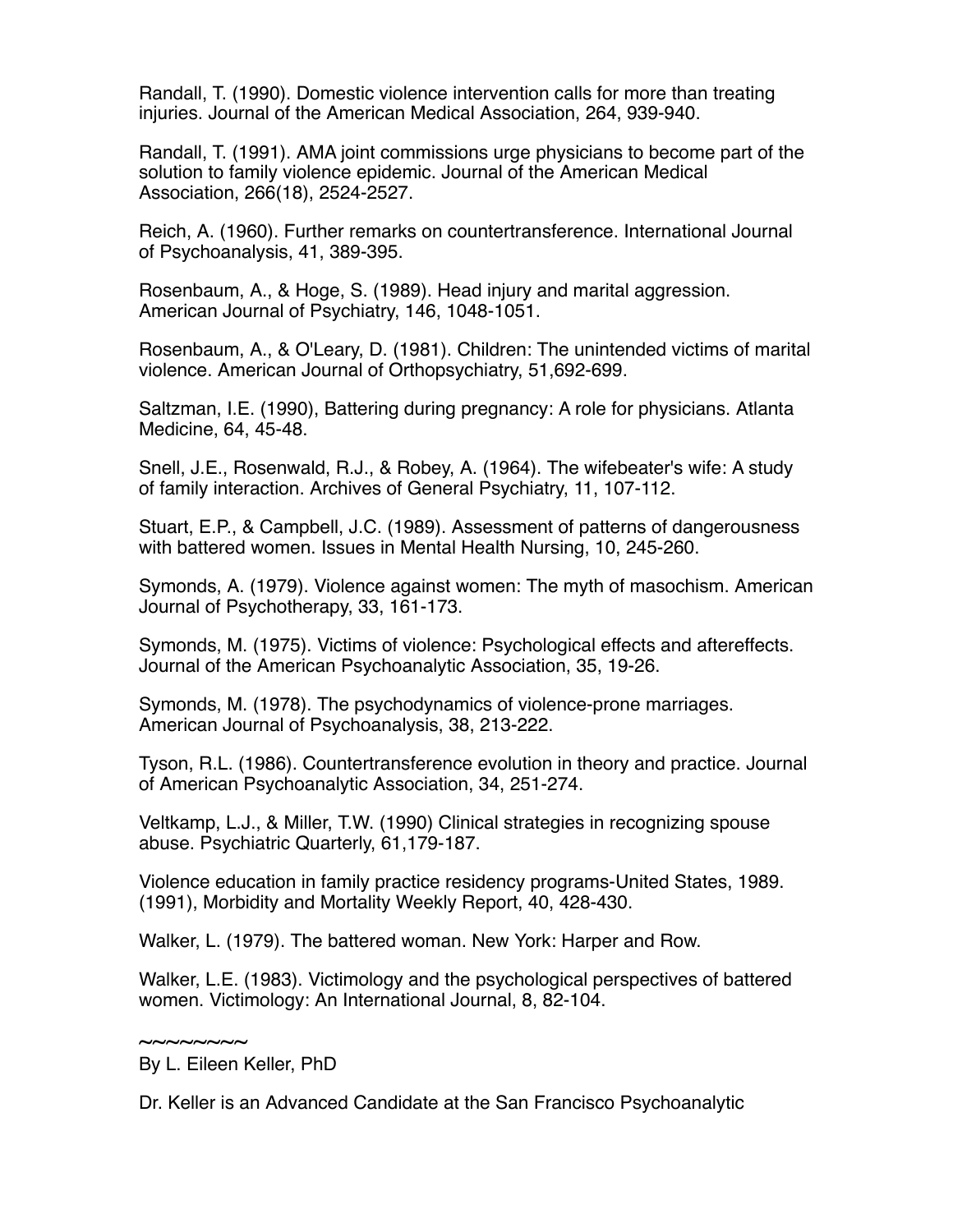Randall, T. (1990). Domestic violence intervention calls for more than treating injuries. Journal of the American Medical Association, 264, 939-940.

Randall, T. (1991). AMA joint commissions urge physicians to become part of the solution to family violence epidemic. Journal of the American Medical Association, 266(18), 2524-2527.

Reich, A. (1960). Further remarks on countertransference. International Journal of Psychoanalysis, 41, 389-395.

Rosenbaum, A., & Hoge, S. (1989). Head injury and marital aggression. American Journal of Psychiatry, 146, 1048-1051.

Rosenbaum, A., & O'Leary, D. (1981). Children: The unintended victims of marital violence. American Journal of Orthopsychiatry, 51,692-699.

Saltzman, I.E. (1990), Battering during pregnancy: A role for physicians. Atlanta Medicine, 64, 45-48.

Snell, J.E., Rosenwald, R.J., & Robey, A. (1964). The wifebeater's wife: A study of family interaction. Archives of General Psychiatry, 11, 107-112.

Stuart, E.P., & Campbell, J.C. (1989). Assessment of patterns of dangerousness with battered women. Issues in Mental Health Nursing, 10, 245-260.

Symonds, A. (1979). Violence against women: The myth of masochism. American Journal of Psychotherapy, 33, 161-173.

Symonds, M. (1975). Victims of violence: Psychological effects and aftereffects. Journal of the American Psychoanalytic Association, 35, 19-26.

Symonds, M. (1978). The psychodynamics of violence-prone marriages. American Journal of Psychoanalysis, 38, 213-222.

Tyson, R.L. (1986). Countertransference evolution in theory and practice. Journal of American Psychoanalytic Association, 34, 251-274.

Veltkamp, L.J., & Miller, T.W. (1990) Clinical strategies in recognizing spouse abuse. Psychiatric Quarterly, 61,179-187.

Violence education in family practice residency programs-United States, 1989. (1991), Morbidity and Mortality Weekly Report, 40, 428-430.

Walker, L. (1979). The battered woman. New York: Harper and Row.

Walker, L.E. (1983). Victimology and the psychological perspectives of battered women. Victimology: An International Journal, 8, 82-104.

~~~~~~~~

By L. Eileen Keller, PhD

Dr. Keller is an Advanced Candidate at the San Francisco Psychoanalytic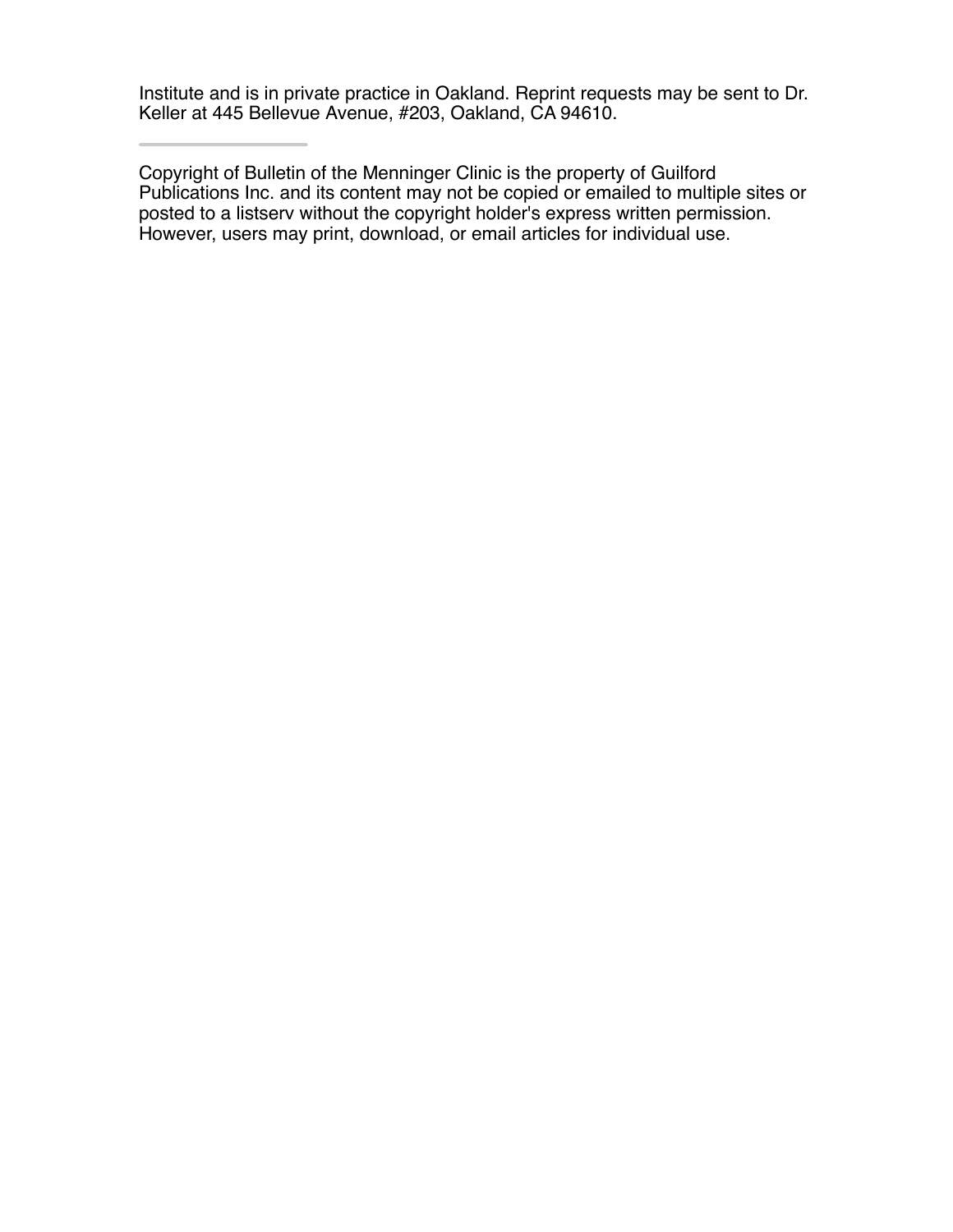Institute and is in private practice in Oakland. Reprint requests may be sent to Dr. Keller at 445 Bellevue Avenue, #203, Oakland, CA 94610.

---

Copyright of Bulletin of the Menninger Clinic is the property of Guilford Publications Inc. and its content may not be copied or emailed to multiple sites or posted to a listserv without the copyright holder's express written permission. However, users may print, download, or email articles for individual use.